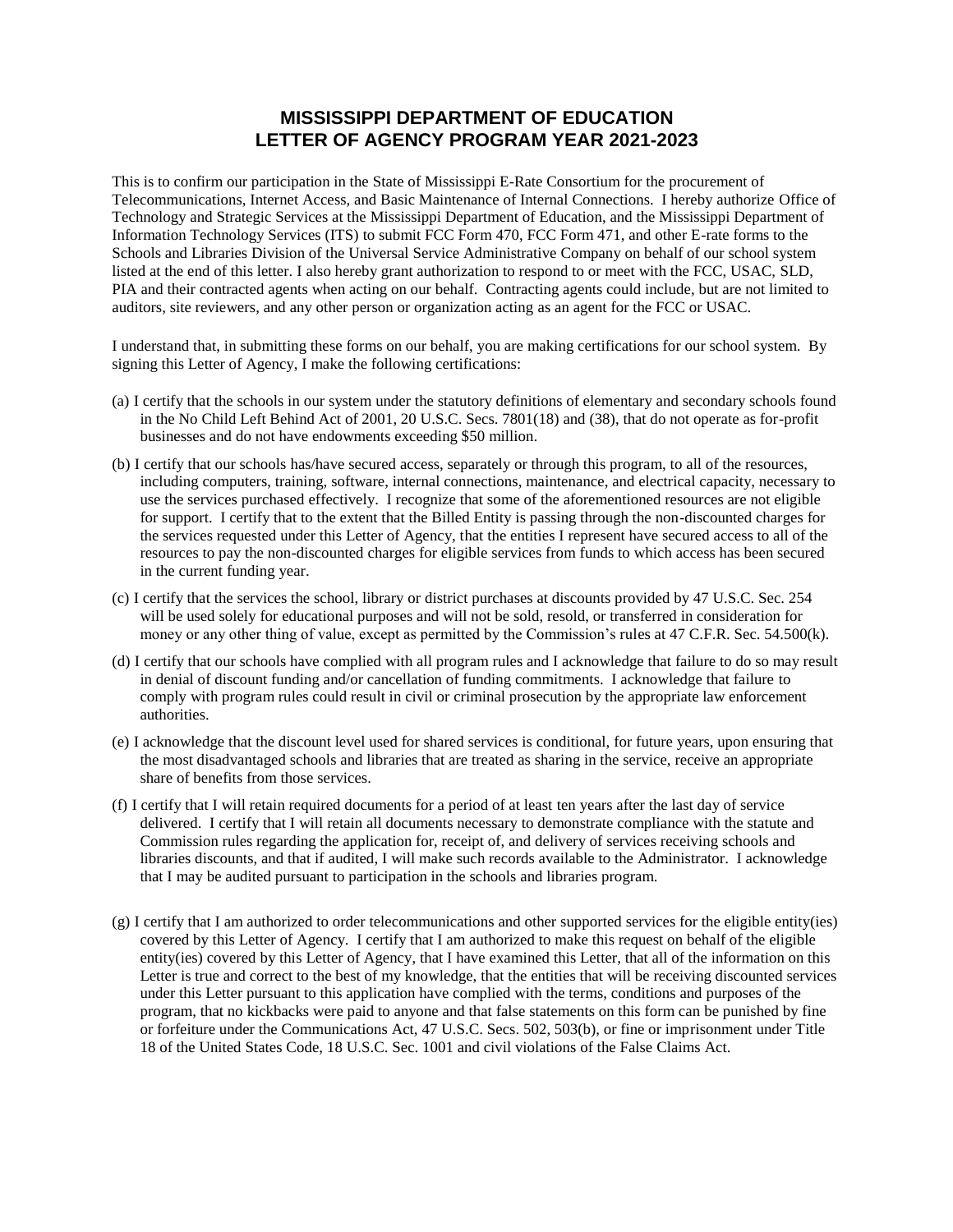# MISSISSIPPI DEPARTMENT OF EDUCATION
# LETTER OF AGENCY PROGRAM YEAR 2021-2023

This is to confirm our participation in the State of Mississippi E-Rate Consortium for the procurement of Telecommunications, Internet Access, and Basic Maintenance of Internal Connections. I hereby authorize Office of Technology and Strategic Services at the Mississippi Department of Education, and the Mississippi Department of Information Technology Services (ITS) to submit FCC Form 470, FCC Form 471, and other E-rate forms to the Schools and Libraries Division of the Universal Service Administrative Company on behalf of our school system listed at the end of this letter. I also hereby grant authorization to respond to or meet with the FCC, USAC, SLD, PIA and their contracted agents when acting on our behalf. Contracting agents could include, but are not limited to auditors, site reviewers, and any other person or organization acting as an agent for the FCC or USAC.

I understand that, in submitting these forms on our behalf, you are making certifications for our school system. By signing this Letter of Agency, I make the following certifications:

(a) I certify that the schools in our system under the statutory definitions of elementary and secondary schools found in the No Child Left Behind Act of 2001, 20 U.S.C. Secs. 7801(18) and (38), that do not operate as for-profit businesses and do not have endowments exceeding $50 million.

(b) I certify that our schools has/have secured access, separately or through this program, to all of the resources, including computers, training, software, internal connections, maintenance, and electrical capacity, necessary to use the services purchased effectively. I recognize that some of the aforementioned resources are not eligible for support. I certify that to the extent that the Billed Entity is passing through the non-discounted charges for the services requested under this Letter of Agency, that the entities I represent have secured access to all of the resources to pay the non-discounted charges for eligible services from funds to which access has been secured in the current funding year.

(c) I certify that the services the school, library or district purchases at discounts provided by 47 U.S.C. Sec. 254 will be used solely for educational purposes and will not be sold, resold, or transferred in consideration for money or any other thing of value, except as permitted by the Commission's rules at 47 C.F.R. Sec. 54.500(k).

(d) I certify that our schools have complied with all program rules and I acknowledge that failure to do so may result in denial of discount funding and/or cancellation of funding commitments. I acknowledge that failure to comply with program rules could result in civil or criminal prosecution by the appropriate law enforcement authorities.

(e) I acknowledge that the discount level used for shared services is conditional, for future years, upon ensuring that the most disadvantaged schools and libraries that are treated as sharing in the service, receive an appropriate share of benefits from those services.

(f) I certify that I will retain required documents for a period of at least ten years after the last day of service delivered. I certify that I will retain all documents necessary to demonstrate compliance with the statute and Commission rules regarding the application for, receipt of, and delivery of services receiving schools and libraries discounts, and that if audited, I will make such records available to the Administrator. I acknowledge that I may be audited pursuant to participation in the schools and libraries program.

(g) I certify that I am authorized to order telecommunications and other supported services for the eligible entity(ies) covered by this Letter of Agency. I certify that I am authorized to make this request on behalf of the eligible entity(ies) covered by this Letter of Agency, that I have examined this Letter, that all of the information on this Letter is true and correct to the best of my knowledge, that the entities that will be receiving discounted services under this Letter pursuant to this application have complied with the terms, conditions and purposes of the program, that no kickbacks were paid to anyone and that false statements on this form can be punished by fine or forfeiture under the Communications Act, 47 U.S.C. Secs. 502, 503(b), or fine or imprisonment under Title 18 of the United States Code, 18 U.S.C. Sec. 1001 and civil violations of the False Claims Act.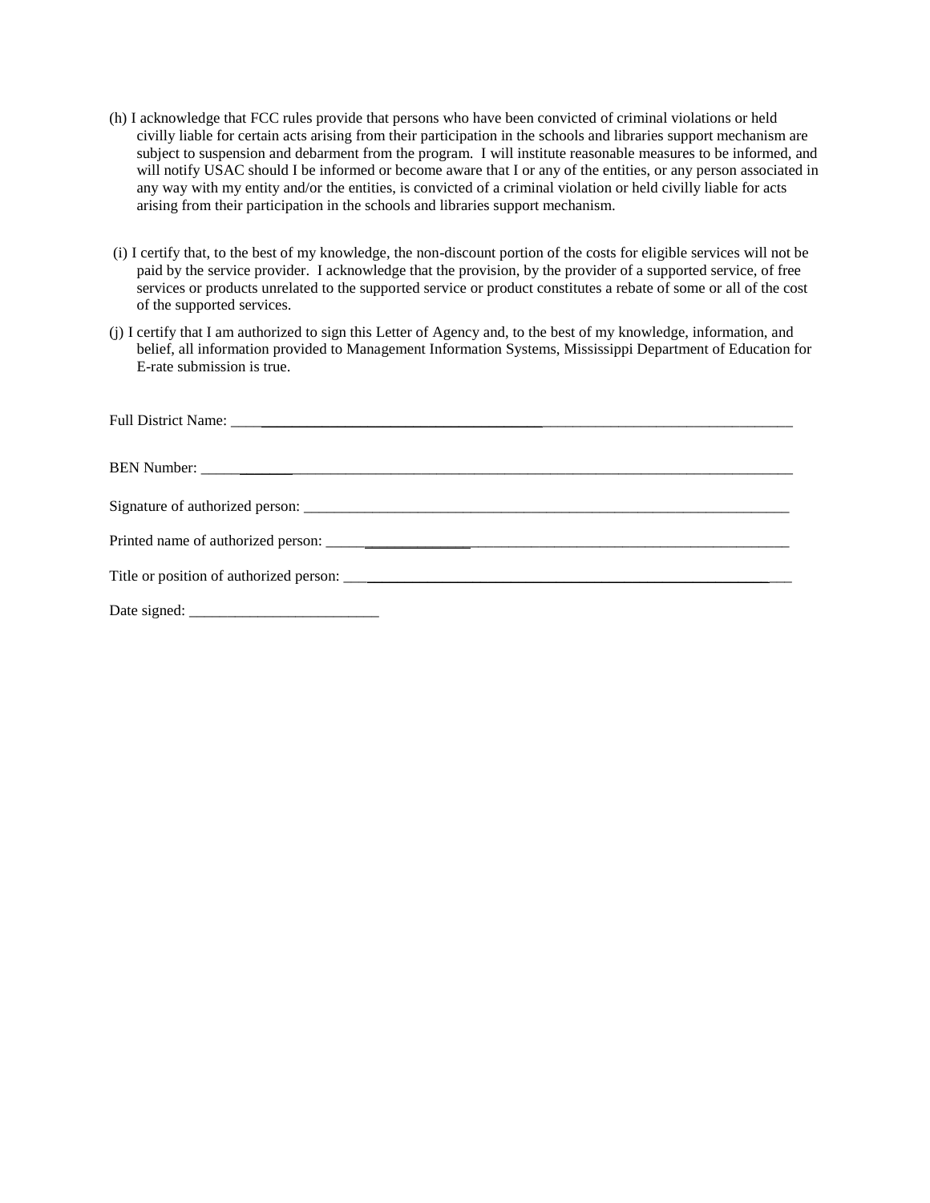(h) I acknowledge that FCC rules provide that persons who have been convicted of criminal violations or held civilly liable for certain acts arising from their participation in the schools and libraries support mechanism are subject to suspension and debarment from the program. I will institute reasonable measures to be informed, and will notify USAC should I be informed or become aware that I or any of the entities, or any person associated in any way with my entity and/or the entities, is convicted of a criminal violation or held civilly liable for acts arising from their participation in the schools and libraries support mechanism.

(i) I certify that, to the best of my knowledge, the non-discount portion of the costs for eligible services will not be paid by the service provider. I acknowledge that the provision, by the provider of a supported service, of free services or products unrelated to the supported service or product constitutes a rebate of some or all of the cost of the supported services.

(j) I certify that I am authorized to sign this Letter of Agency and, to the best of my knowledge, information, and belief, all information provided to Management Information Systems, Mississippi Department of Education for E-rate submission is true.

Full District Name: ______________________________________________________________________

BEN Number: ___________________________________________________________________________

Signature of authorized person: _____________________________________________________________

Printed name of authorized person: __________________________________________________________

Title or position of authorized person: _______________________________________________________

Date signed: _________________________